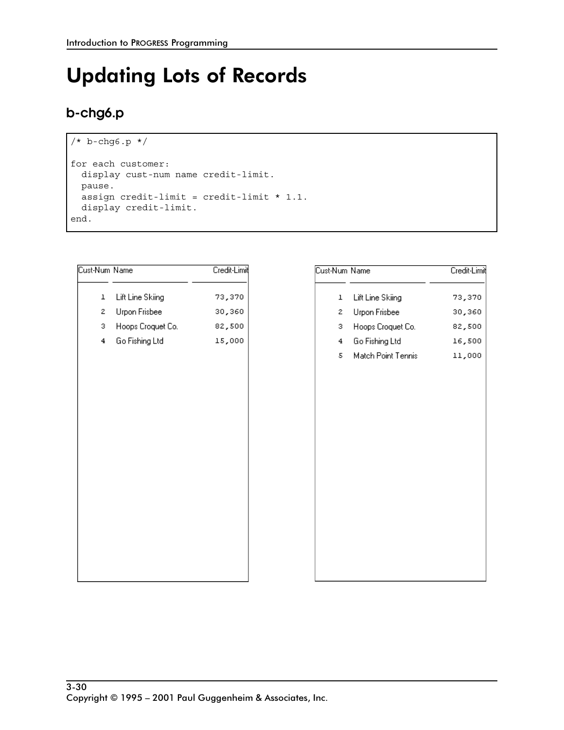# Updating Lots of Records

## b-chg6.p

```
/* b-chg6.p */

for each customer:
  display cust-num name credit-limit.
  pause.
  assign credit-limit = credit-limit * 1.1.
  display credit-limit.
end.
```

| Cust-Num | Name | Credit-Limit |
|---|---|---|
| 1 | Lift Line Skiing | 73,370 |
| 2 | Urpon Frisbee | 30,360 |
| 3 | Hoops Croquet Co. | 82,500 |
| 4 | Go Fishing Ltd | 15,000 |

| Cust-Num | Name | Credit-Limit |
|---|---|---|
| 1 | Lift Line Skiing | 73,370 |
| 2 | Urpon Frisbee | 30,360 |
| 3 | Hoops Croquet Co. | 82,500 |
| 4 | Go Fishing Ltd | 16,500 |
| 5 | Match Point Tennis | 11,000 |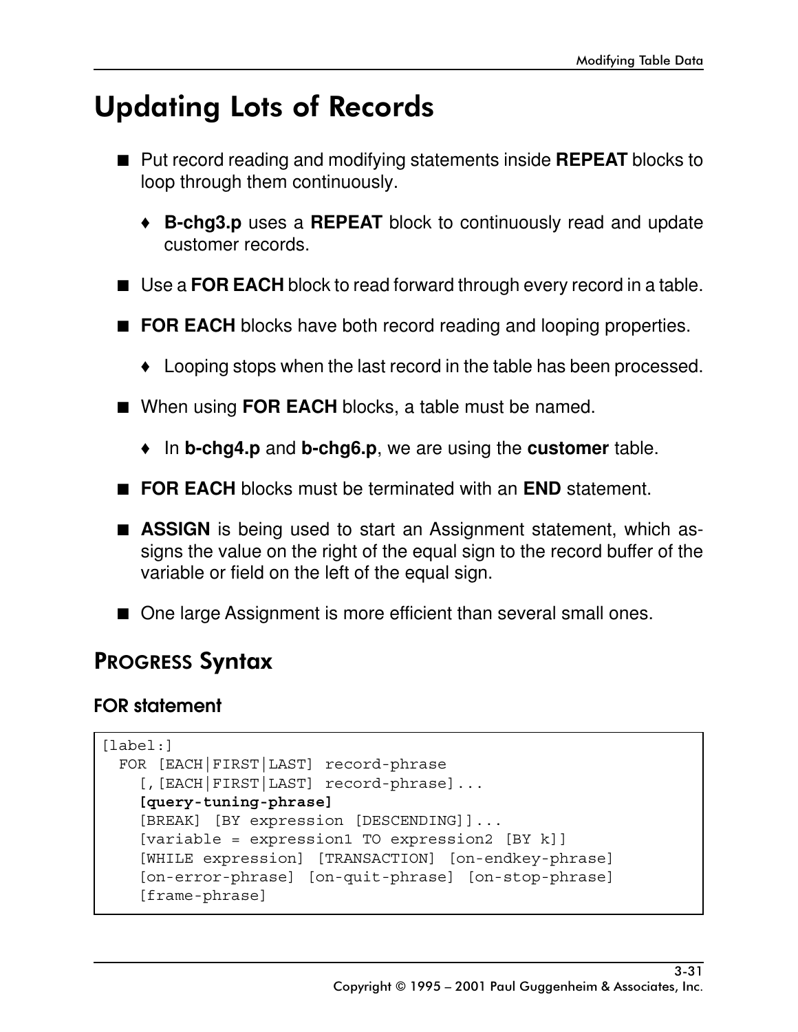# Updating Lots of Records

- Put record reading and modifying statements inside **REPEAT** blocks to loop through them continuously.
  - **B-chg3.p** uses a **REPEAT** block to continuously read and update customer records.
- Use a **FOR EACH** block to read forward through every record in a table.
- **FOR EACH** blocks have both record reading and looping properties.
  - Looping stops when the last record in the table has been processed.
- When using **FOR EACH** blocks, a table must be named.
  - In **b-chg4.p** and **b-chg6.p**, we are using the **customer** table.
- **FOR EACH** blocks must be terminated with an **END** statement.
- **ASSIGN** is being used to start an Assignment statement, which assigns the value on the right of the equal sign to the record buffer of the variable or field on the left of the equal sign.
- One large Assignment is more efficient than several small ones.

## PROGRESS Syntax

### FOR statement

```
[label:]
  FOR [EACH|FIRST|LAST] record-phrase
    [,[EACH|FIRST|LAST] record-phrase]...
    [query-tuning-phrase]
    [BREAK] [BY expression [DESCENDING]]...
    [variable = expression1 TO expression2 [BY k]]
    [WHILE expression] [TRANSACTION] [on-endkey-phrase]
    [on-error-phrase] [on-quit-phrase] [on-stop-phrase]
    [frame-phrase]
```